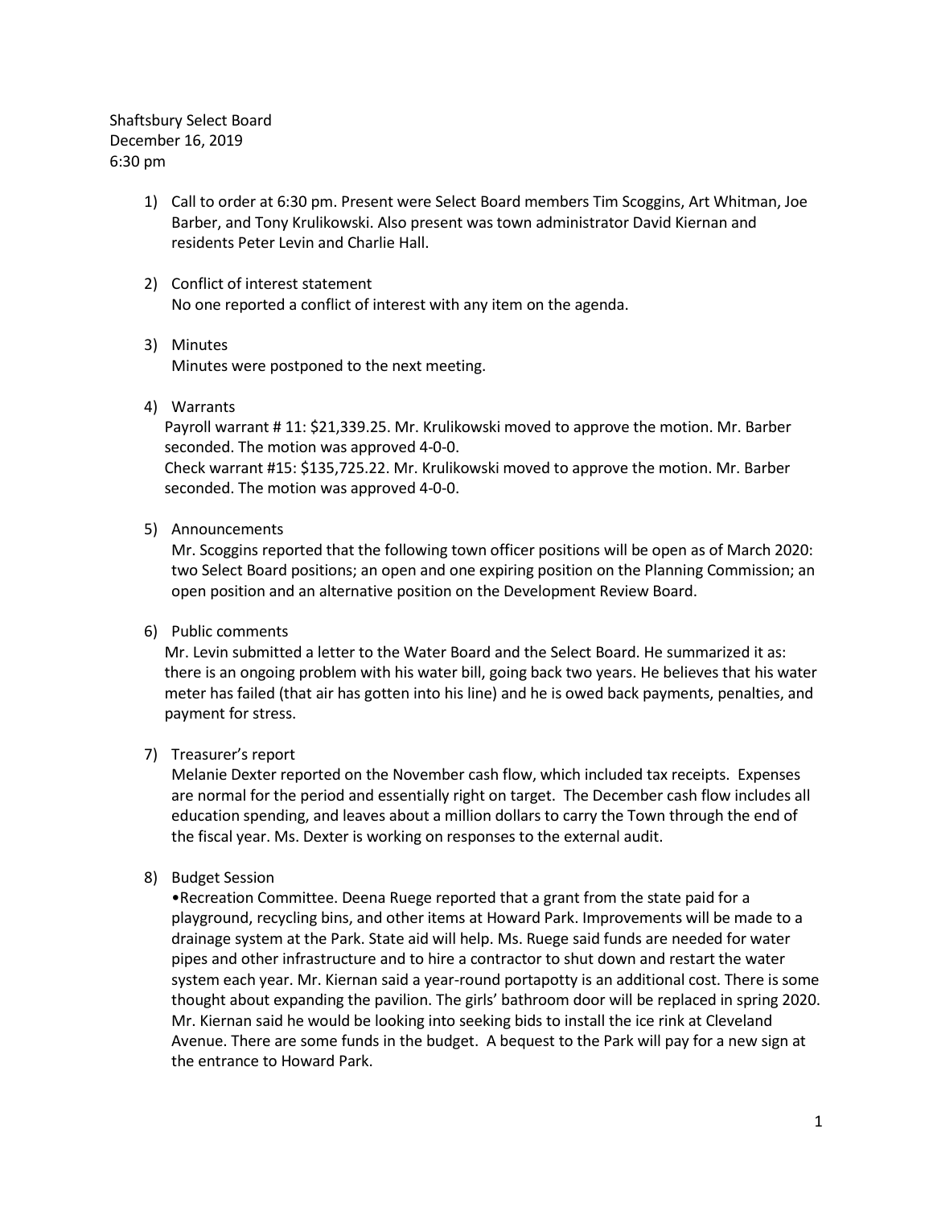Shaftsbury Select Board
December 16, 2019
6:30 pm

1) Call to order at 6:30 pm. Present were Select Board members Tim Scoggins, Art Whitman, Joe Barber, and Tony Krulikowski. Also present was town administrator David Kiernan and residents Peter Levin and Charlie Hall.

2) Conflict of interest statement
   No one reported a conflict of interest with any item on the agenda.

3) Minutes
   Minutes were postponed to the next meeting.

4) Warrants
   Payroll warrant # 11: $21,339.25. Mr. Krulikowski moved to approve the motion. Mr. Barber seconded. The motion was approved 4-0-0.
   Check warrant #15: $135,725.22. Mr. Krulikowski moved to approve the motion. Mr. Barber seconded. The motion was approved 4-0-0.

5) Announcements
   Mr. Scoggins reported that the following town officer positions will be open as of March 2020: two Select Board positions; an open and one expiring position on the Planning Commission; an open position and an alternative position on the Development Review Board.

6) Public comments
   Mr. Levin submitted a letter to the Water Board and the Select Board. He summarized it as: there is an ongoing problem with his water bill, going back two years. He believes that his water meter has failed (that air has gotten into his line) and he is owed back payments, penalties, and payment for stress.

7) Treasurer's report
   Melanie Dexter reported on the November cash flow, which included tax receipts. Expenses are normal for the period and essentially right on target. The December cash flow includes all education spending, and leaves about a million dollars to carry the Town through the end of the fiscal year. Ms. Dexter is working on responses to the external audit.

8) Budget Session
   •Recreation Committee. Deena Ruege reported that a grant from the state paid for a playground, recycling bins, and other items at Howard Park. Improvements will be made to a drainage system at the Park. State aid will help. Ms. Ruege said funds are needed for water pipes and other infrastructure and to hire a contractor to shut down and restart the water system each year. Mr. Kiernan said a year-round portapotty is an additional cost. There is some thought about expanding the pavilion. The girls' bathroom door will be replaced in spring 2020. Mr. Kiernan said he would be looking into seeking bids to install the ice rink at Cleveland Avenue. There are some funds in the budget. A bequest to the Park will pay for a new sign at the entrance to Howard Park.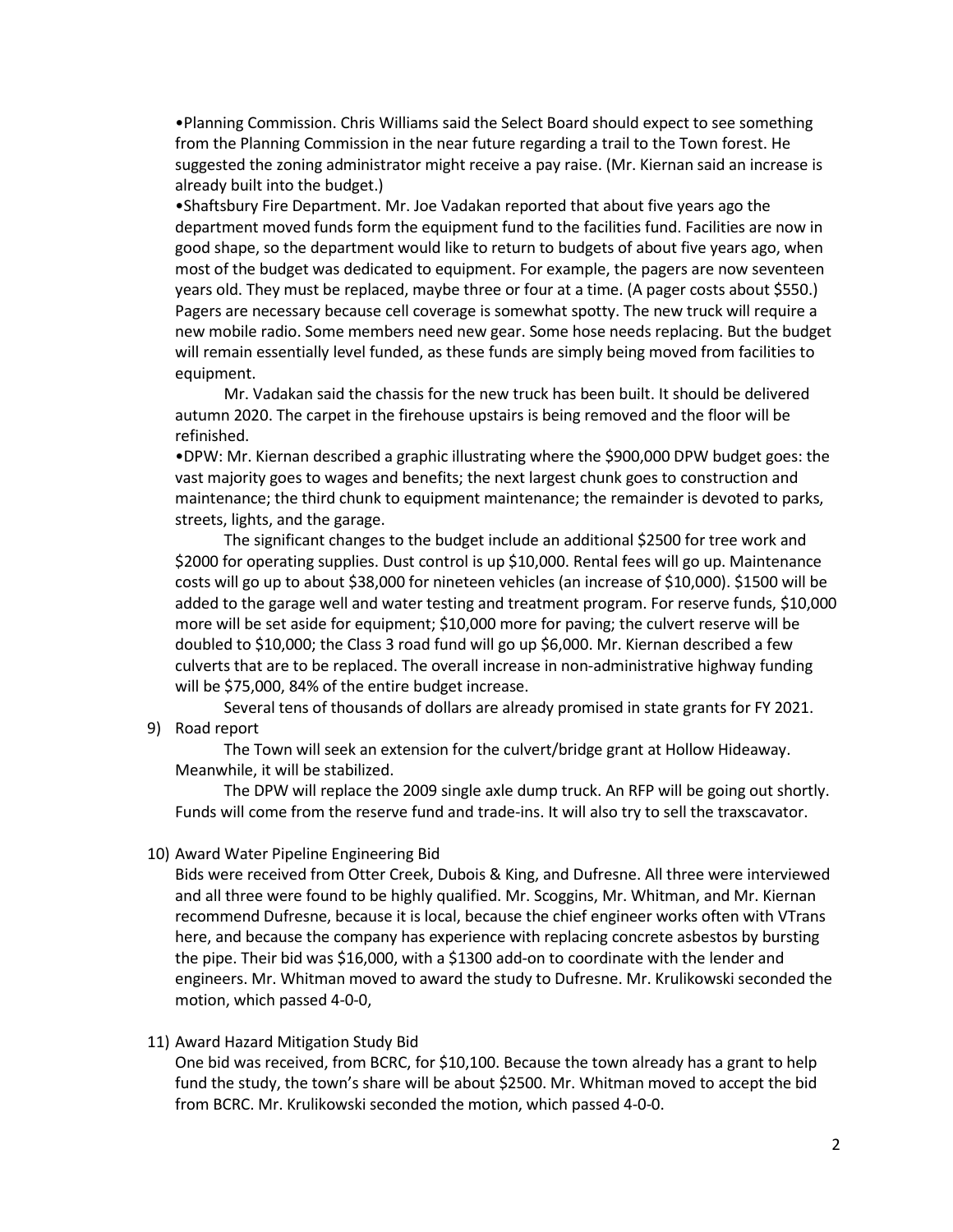•Planning Commission. Chris Williams said the Select Board should expect to see something from the Planning Commission in the near future regarding a trail to the Town forest. He suggested the zoning administrator might receive a pay raise. (Mr. Kiernan said an increase is already built into the budget.)

•Shaftsbury Fire Department. Mr. Joe Vadakan reported that about five years ago the department moved funds form the equipment fund to the facilities fund. Facilities are now in good shape, so the department would like to return to budgets of about five years ago, when most of the budget was dedicated to equipment. For example, the pagers are now seventeen years old. They must be replaced, maybe three or four at a time. (A pager costs about $550.) Pagers are necessary because cell coverage is somewhat spotty. The new truck will require a new mobile radio. Some members need new gear. Some hose needs replacing. But the budget will remain essentially level funded, as these funds are simply being moved from facilities to equipment.

Mr. Vadakan said the chassis for the new truck has been built. It should be delivered autumn 2020. The carpet in the firehouse upstairs is being removed and the floor will be refinished.

•DPW: Mr. Kiernan described a graphic illustrating where the $900,000 DPW budget goes: the vast majority goes to wages and benefits; the next largest chunk goes to construction and maintenance; the third chunk to equipment maintenance; the remainder is devoted to parks, streets, lights, and the garage.

The significant changes to the budget include an additional $2500 for tree work and $2000 for operating supplies. Dust control is up $10,000. Rental fees will go up. Maintenance costs will go up to about $38,000 for nineteen vehicles (an increase of $10,000). $1500 will be added to the garage well and water testing and treatment program. For reserve funds, $10,000 more will be set aside for equipment; $10,000 more for paving; the culvert reserve will be doubled to $10,000; the Class 3 road fund will go up $6,000. Mr. Kiernan described a few culverts that are to be replaced. The overall increase in non-administrative highway funding will be $75,000, 84% of the entire budget increase.

Several tens of thousands of dollars are already promised in state grants for FY 2021.

9) Road report

The Town will seek an extension for the culvert/bridge grant at Hollow Hideaway. Meanwhile, it will be stabilized.

The DPW will replace the 2009 single axle dump truck. An RFP will be going out shortly. Funds will come from the reserve fund and trade-ins. It will also try to sell the traxscavator.

10) Award Water Pipeline Engineering Bid

Bids were received from Otter Creek, Dubois & King, and Dufresne. All three were interviewed and all three were found to be highly qualified. Mr. Scoggins, Mr. Whitman, and Mr. Kiernan recommend Dufresne, because it is local, because the chief engineer works often with VTrans here, and because the company has experience with replacing concrete asbestos by bursting the pipe. Their bid was $16,000, with a $1300 add-on to coordinate with the lender and engineers. Mr. Whitman moved to award the study to Dufresne. Mr. Krulikowski seconded the motion, which passed 4-0-0,

11) Award Hazard Mitigation Study Bid

One bid was received, from BCRC, for $10,100. Because the town already has a grant to help fund the study, the town's share will be about $2500. Mr. Whitman moved to accept the bid from BCRC. Mr. Krulikowski seconded the motion, which passed 4-0-0.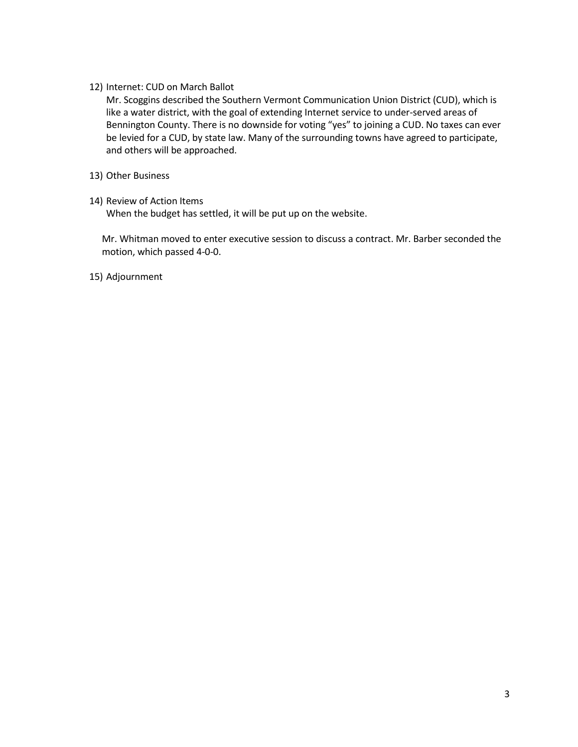12) Internet: CUD on March Ballot

Mr. Scoggins described the Southern Vermont Communication Union District (CUD), which is like a water district, with the goal of extending Internet service to under-served areas of Bennington County. There is no downside for voting "yes" to joining a CUD. No taxes can ever be levied for a CUD, by state law. Many of the surrounding towns have agreed to participate, and others will be approached.

13) Other Business

14) Review of Action Items

When the budget has settled, it will be put up on the website.

Mr. Whitman moved to enter executive session to discuss a contract. Mr. Barber seconded the motion, which passed 4-0-0.

15) Adjournment